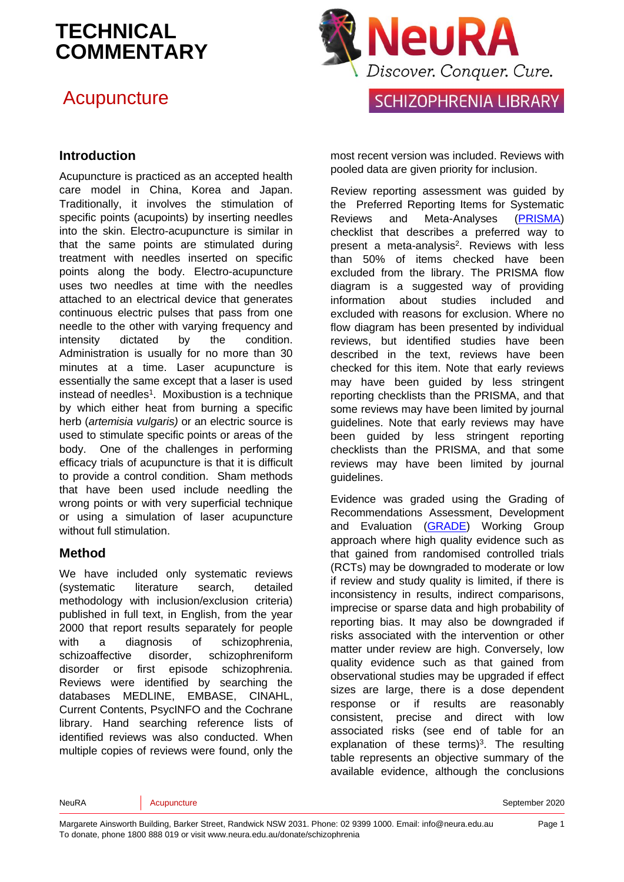# TECHNICAL COMMENTARY

## Acupuncture

NeuRA Discover. Conquer. Cure.

SCHIZOPHRENIA LIBRARY

### Introduction

Acupuncture is practiced as an accepted health care model in China, Korea and Japan. Traditionally, it involves the stimulation of specific points (acupoints) by inserting needles into the skin. Electro-acupuncture is similar in that the same points are stimulated during treatment with needles inserted on specific points along the body. Electro-acupuncture uses two needles at time with the needles attached to an electrical device that generates continuous electric pulses that pass from one needle to the other with varying frequency and intensity dictated by the condition. Administration is usually for no more than 30 minutes at a time. Laser acupuncture is essentially the same except that a laser is used instead of needles[1]. Moxibustion is a technique by which either heat from burning a specific herb (*artemisia vulgaris)* or an electric source is used to stimulate specific points or areas of the body. One of the challenges in performing efficacy trials of acupuncture is that it is difficult to provide a control condition. Sham methods that have been used include needling the wrong points or with very superficial technique or using a simulation of laser acupuncture without full stimulation.

### Method

We have included only systematic reviews (systematic literature search, detailed methodology with inclusion/exclusion criteria) published in full text, in English, from the year 2000 that report results separately for people with a diagnosis of schizophrenia, schizoaffective disorder, schizophreniform disorder or first episode schizophrenia. Reviews were identified by searching the databases MEDLINE, EMBASE, CINAHL, Current Contents, PsycINFO and the Cochrane library. Hand searching reference lists of identified reviews was also conducted. When multiple copies of reviews were found, only the most recent version was included. Reviews with pooled data are given priority for inclusion.

Review reporting assessment was guided by the Preferred Reporting Items for Systematic Reviews and Meta-Analyses (PRISMA) checklist that describes a preferred way to present a meta-analysis[2]. Reviews with less than 50% of items checked have been excluded from the library. The PRISMA flow diagram is a suggested way of providing information about studies included and excluded with reasons for exclusion. Where no flow diagram has been presented by individual reviews, but identified studies have been described in the text, reviews have been checked for this item. Note that early reviews may have been guided by less stringent reporting checklists than the PRISMA, and that some reviews may have been limited by journal guidelines. Note that early reviews may have been guided by less stringent reporting checklists than the PRISMA, and that some reviews may have been limited by journal guidelines.

Evidence was graded using the Grading of Recommendations Assessment, Development and Evaluation (GRADE) Working Group approach where high quality evidence such as that gained from randomised controlled trials (RCTs) may be downgraded to moderate or low if review and study quality is limited, if there is inconsistency in results, indirect comparisons, imprecise or sparse data and high probability of reporting bias. It may also be downgraded if risks associated with the intervention or other matter under review are high. Conversely, low quality evidence such as that gained from observational studies may be upgraded if effect sizes are large, there is a dose dependent response or if results are reasonably consistent, precise and direct with low associated risks (see end of table for an explanation of these terms)[3]. The resulting table represents an objective summary of the available evidence, although the conclusions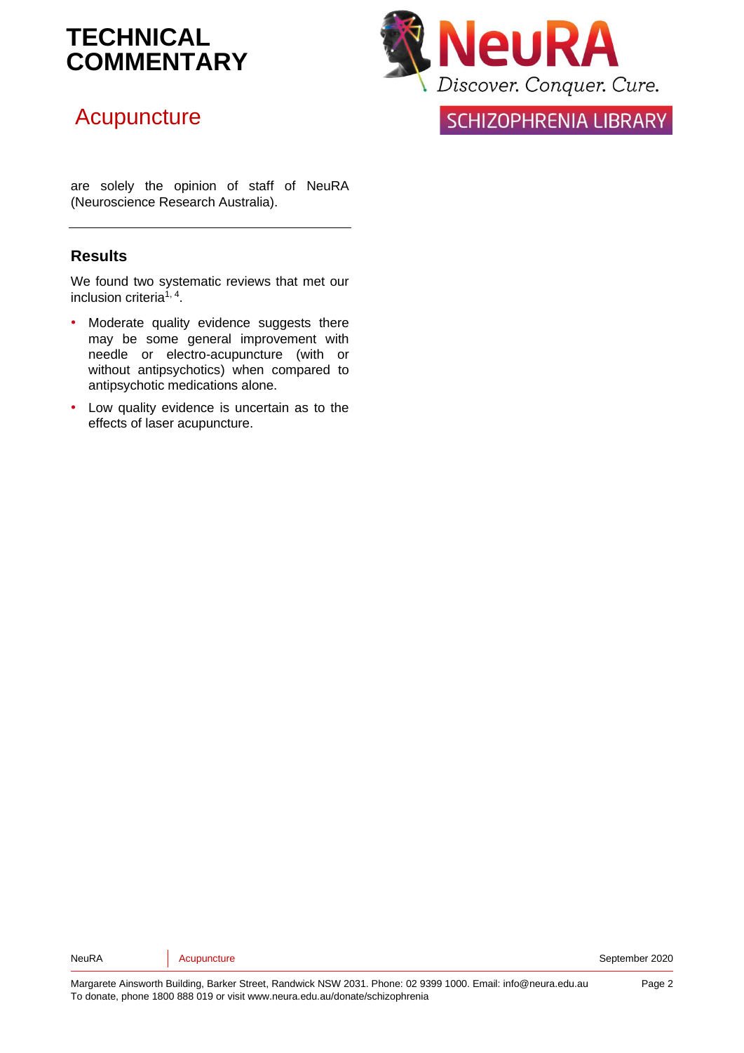are solely the opinion of staff of NeuRA (Neuroscience Research Australia).

---

## Results

We found two systematic reviews that met our inclusion criteria[1, 4].

- Moderate quality evidence suggests there may be some general improvement with needle or electro-acupuncture (with or without antipsychotics) when compared to antipsychotic medications alone.
- Low quality evidence is uncertain as to the effects of laser acupuncture.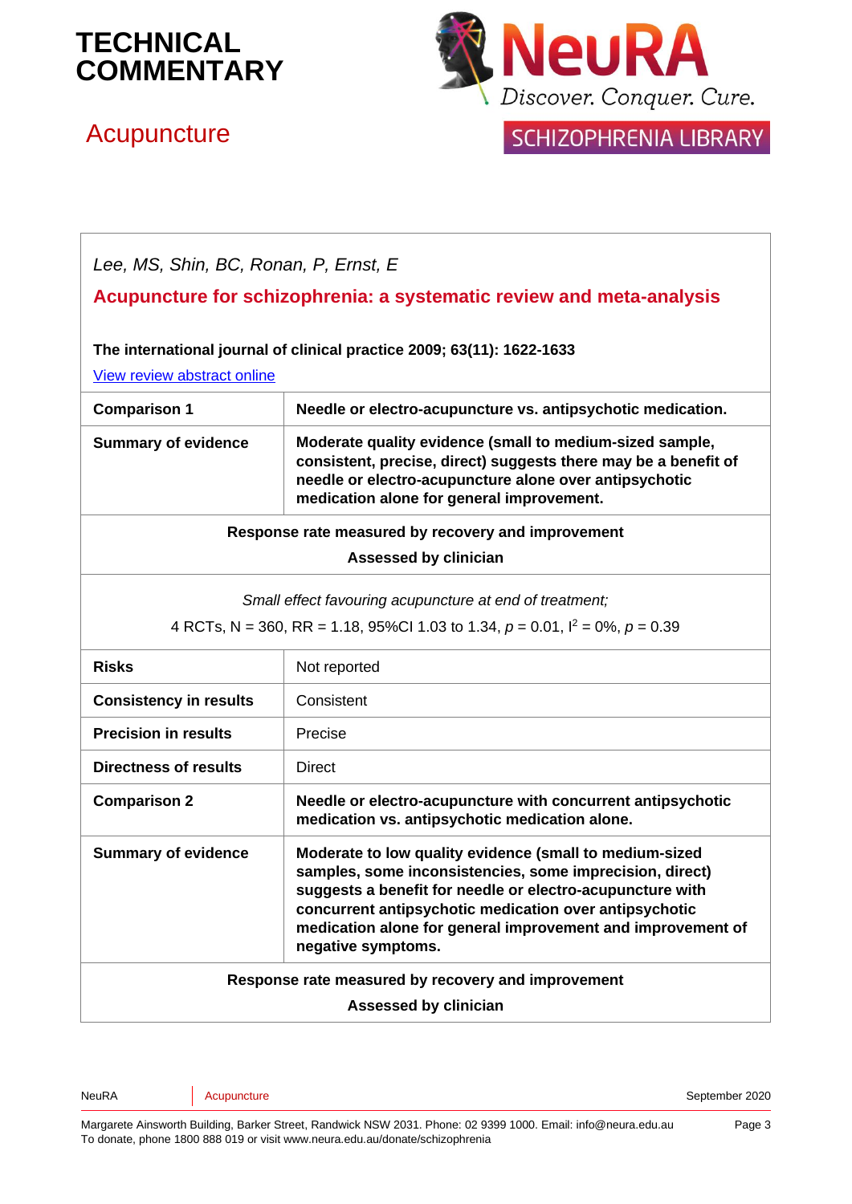# TECHNICAL COMMENTARY

## Acupuncture

*Lee, MS, Shin, BC, Ronan, P, Ernst, E*

**Acupuncture for schizophrenia: a systematic review and meta-analysis**

**The international journal of clinical practice 2009; 63(11): 1622-1633**

View review abstract online

| **Comparison 1** | **Needle or electro-acupuncture vs. antipsychotic medication.** |
|---|---|
| **Summary of evidence** | **Moderate quality evidence (small to medium-sized sample, consistent, precise, direct) suggests there may be a benefit of needle or electro-acupuncture alone over antipsychotic medication alone for general improvement.** |
| **Response rate measured by recovery and improvement**<br>**Assessed by clinician** | |
| *Small effect favouring acupuncture at end of treatment;*<br>4 RCTs, N = 360, RR = 1.18, 95%CI 1.03 to 1.34, $p = 0.01$, $I^2 = 0\%$, $p = 0.39$ | |
| **Risks** | Not reported |
| **Consistency in results** | Consistent |
| **Precision in results** | Precise |
| **Directness of results** | Direct |
| **Comparison 2** | **Needle or electro-acupuncture with concurrent antipsychotic medication vs. antipsychotic medication alone.** |
| **Summary of evidence** | **Moderate to low quality evidence (small to medium-sized samples, some inconsistencies, some imprecision, direct) suggests a benefit for needle or electro-acupuncture with concurrent antipsychotic medication over antipsychotic medication alone for general improvement and improvement of negative symptoms.** |
| **Response rate measured by recovery and improvement**<br>**Assessed by clinician** | |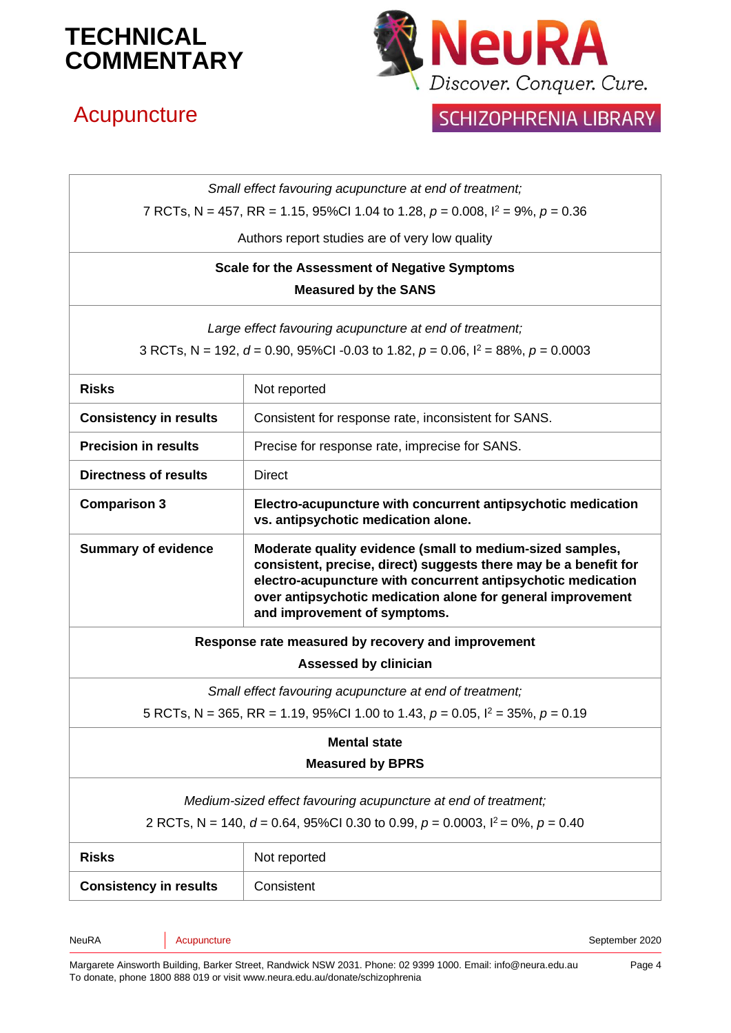| | |
|---|---|
| *Small effect favouring acupuncture at end of treatment;*<br>7 RCTs, N = 457, RR = 1.15, 95%CI 1.04 to 1.28, $p$ = 0.008, $I^2$ = 9%, $p$ = 0.36<br>Authors report studies are of very low quality | |
| **Scale for the Assessment of Negative Symptoms**<br>**Measured by the SANS** | |
| *Large effect favouring acupuncture at end of treatment;*<br>3 RCTs, N = 192, $d$ = 0.90, 95%CI -0.03 to 1.82, $p$ = 0.06, $I^2$ = 88%, $p$ = 0.0003 | |
| **Risks** | Not reported |
| **Consistency in results** | Consistent for response rate, inconsistent for SANS. |
| **Precision in results** | Precise for response rate, imprecise for SANS. |
| **Directness of results** | Direct |
| **Comparison 3** | **Electro-acupuncture with concurrent antipsychotic medication vs. antipsychotic medication alone.** |
| **Summary of evidence** | **Moderate quality evidence (small to medium-sized samples, consistent, precise, direct) suggests there may be a benefit for electro-acupuncture with concurrent antipsychotic medication over antipsychotic medication alone for general improvement and improvement of symptoms.** |
| **Response rate measured by recovery and improvement**<br>**Assessed by clinician** | |
| *Small effect favouring acupuncture at end of treatment;*<br>5 RCTs, N = 365, RR = 1.19, 95%CI 1.00 to 1.43, $p$ = 0.05, $I^2$ = 35%, $p$ = 0.19 | |
| **Mental state**<br>**Measured by BPRS** | |
| *Medium-sized effect favouring acupuncture at end of treatment;*<br>2 RCTs, N = 140, $d$ = 0.64, 95%CI 0.30 to 0.99, $p$ = 0.0003, $I^2$ = 0%, $p$ = 0.40 | |
| **Risks** | Not reported |
| **Consistency in results** | Consistent |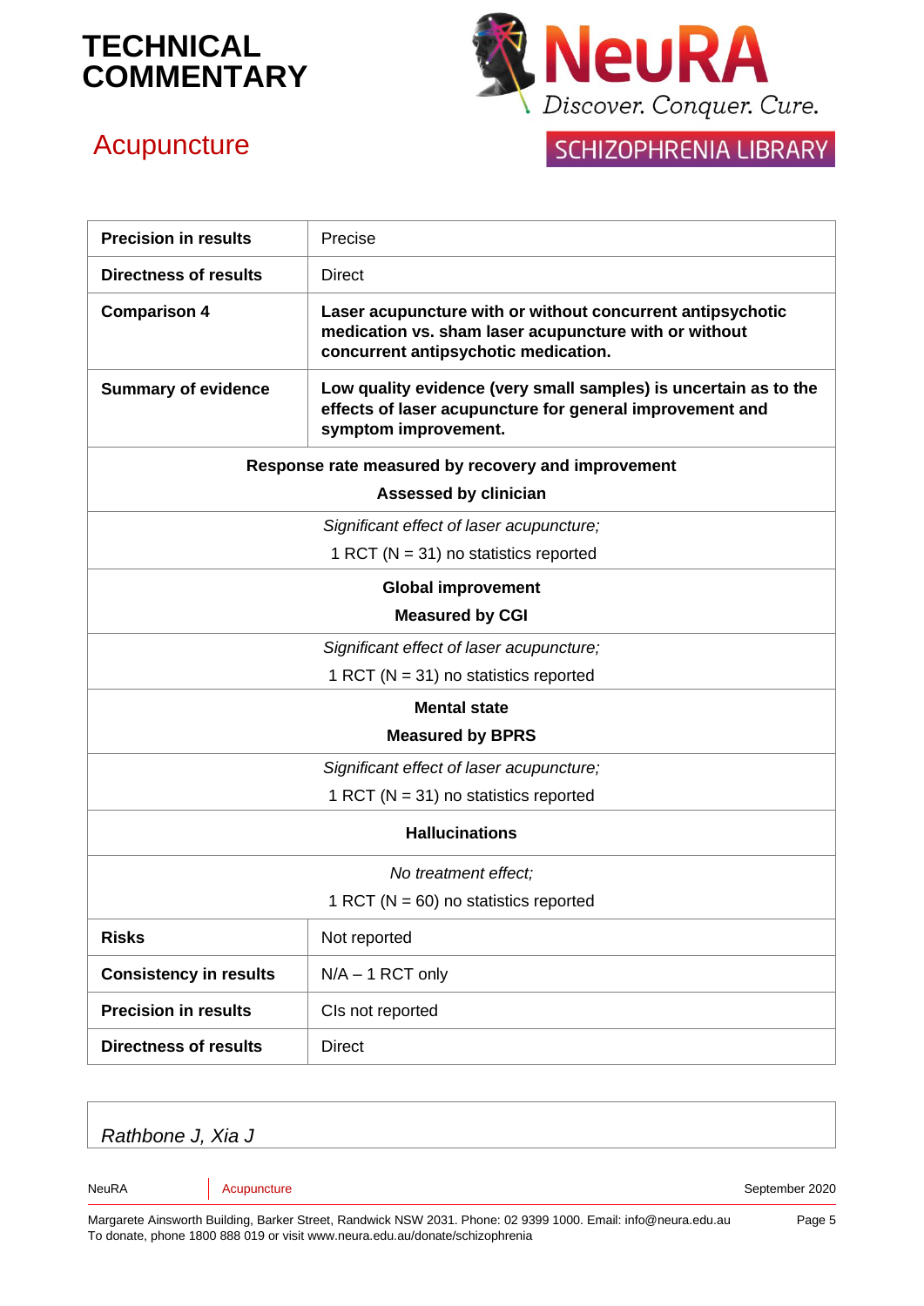# TECHNICAL COMMENTARY

## Acupuncture

| | |
|---|---|
| **Precision in results** | Precise |
| **Directness of results** | Direct |
| **Comparison 4** | **Laser acupuncture with or without concurrent antipsychotic medication vs. sham laser acupuncture with or without concurrent antipsychotic medication.** |
| **Summary of evidence** | **Low quality evidence (very small samples) is uncertain as to the effects of laser acupuncture for general improvement and symptom improvement.** |
| **Response rate measured by recovery and improvement** <br> **Assessed by clinician** | |
| *Significant effect of laser acupuncture;* <br> 1 RCT (N = 31) no statistics reported | |
| **Global improvement** <br> **Measured by CGI** | |
| *Significant effect of laser acupuncture;* <br> 1 RCT (N = 31) no statistics reported | |
| **Mental state** <br> **Measured by BPRS** | |
| *Significant effect of laser acupuncture;* <br> 1 RCT (N = 31) no statistics reported | |
| **Hallucinations** | |
| *No treatment effect;* <br> 1 RCT (N = 60) no statistics reported | |
| **Risks** | Not reported |
| **Consistency in results** | N/A – 1 RCT only |
| **Precision in results** | CIs not reported |
| **Directness of results** | Direct |

*Rathbone J, Xia J*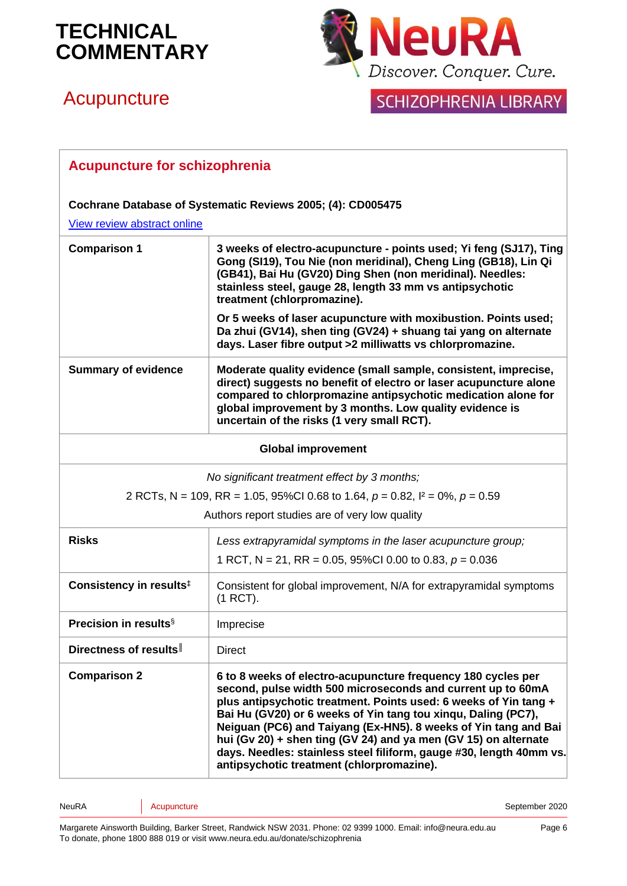## Acupuncture for schizophrenia

**Cochrane Database of Systematic Reviews 2005; (4): CD005475**

View review abstract online

| | |
|---|---|
| **Comparison 1** | **3 weeks of electro-acupuncture - points used; Yi feng (SJ17), Ting Gong (SI19), Tou Nie (non meridinal), Cheng Ling (GB18), Lin Qi (GB41), Bai Hu (GV20) Ding Shen (non meridinal). Needles: stainless steel, gauge 28, length 33 mm vs antipsychotic treatment (chlorpromazine).** <br><br> **Or 5 weeks of laser acupuncture with moxibustion. Points used; Da zhui (GV14), shen ting (GV24) + shuang tai yang on alternate days. Laser fibre output >2 milliwatts vs chlorpromazine.** |
| **Summary of evidence** | **Moderate quality evidence (small sample, consistent, imprecise, direct) suggests no benefit of electro or laser acupuncture alone compared to chlorpromazine antipsychotic medication alone for global improvement by 3 months. Low quality evidence is uncertain of the risks (1 very small RCT).** |
| **Global improvement** | |
| *No significant treatment effect by 3 months;* <br> 2 RCTs, N = 109, RR = 1.05, 95%CI 0.68 to 1.64, $p$ = 0.82, $I^2$ = 0%, $p$ = 0.59 <br> Authors report studies are of very low quality | |
| **Risks** | *Less extrapyramidal symptoms in the laser acupuncture group;* <br> 1 RCT, N = 21, RR = 0.05, 95%CI 0.00 to 0.83, $p$ = 0.036 |
| **Consistency in results**‡ | Consistent for global improvement, N/A for extrapyramidal symptoms (1 RCT). |
| **Precision in results**§ | Imprecise |
| **Directness of results**‖ | Direct |
| **Comparison 2** | **6 to 8 weeks of electro-acupuncture frequency 180 cycles per second, pulse width 500 microseconds and current up to 60mA plus antipsychotic treatment. Points used: 6 weeks of Yin tang + Bai Hu (GV20) or 6 weeks of Yin tang tou xinqu, Daling (PC7), Neiguan (PC6) and Taiyang (Ex-HN5). 8 weeks of Yin tang and Bai hui (Gv 20) + shen ting (GV 24) and ya men (GV 15) on alternate days. Needles: stainless steel filiform, gauge #30, length 40mm vs. antipsychotic treatment (chlorpromazine).** |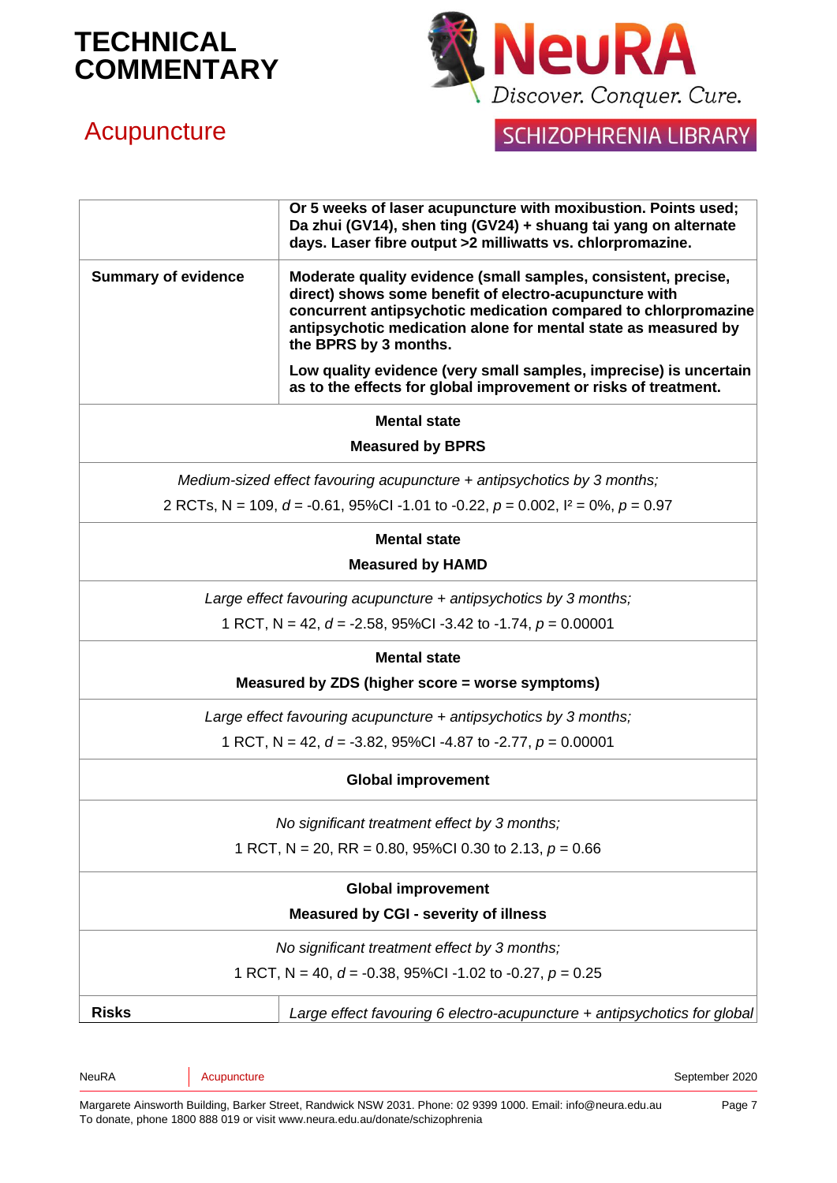| | |
|---|---|
| | **Or 5 weeks of laser acupuncture with moxibustion. Points used; Da zhui (GV14), shen ting (GV24) + shuang tai yang on alternate days. Laser fibre output >2 milliwatts vs. chlorpromazine.** |
| **Summary of evidence** | **Moderate quality evidence (small samples, consistent, precise, direct) shows some benefit of electro-acupuncture with concurrent antipsychotic medication compared to chlorpromazine antipsychotic medication alone for mental state as measured by the BPRS by 3 months.** <br><br> **Low quality evidence (very small samples, imprecise) is uncertain as to the effects for global improvement or risks of treatment.** |
| **Mental state** <br> **Measured by BPRS** | |
| *Medium-sized effect favouring acupuncture + antipsychotics by 3 months;* <br> 2 RCTs, N = 109, $d$ = -0.61, 95%CI -1.01 to -0.22, $p$ = 0.002, $I^2$ = 0%, $p$ = 0.97 | |
| **Mental state** <br> **Measured by HAMD** | |
| *Large effect favouring acupuncture + antipsychotics by 3 months;* <br> 1 RCT, N = 42, $d$ = -2.58, 95%CI -3.42 to -1.74, $p$ = 0.00001 | |
| **Mental state** <br> **Measured by ZDS (higher score = worse symptoms)** | |
| *Large effect favouring acupuncture + antipsychotics by 3 months;* <br> 1 RCT, N = 42, $d$ = -3.82, 95%CI -4.87 to -2.77, $p$ = 0.00001 | |
| **Global improvement** | |
| *No significant treatment effect by 3 months;* <br> 1 RCT, N = 20, RR = 0.80, 95%CI 0.30 to 2.13, $p$ = 0.66 | |
| **Global improvement** <br> **Measured by CGI - severity of illness** | |
| *No significant treatment effect by 3 months;* <br> 1 RCT, N = 40, $d$ = -0.38, 95%CI -1.02 to -0.27, $p$ = 0.25 | |
| **Risks** | *Large effect favouring 6 electro-acupuncture + antipsychotics for global* |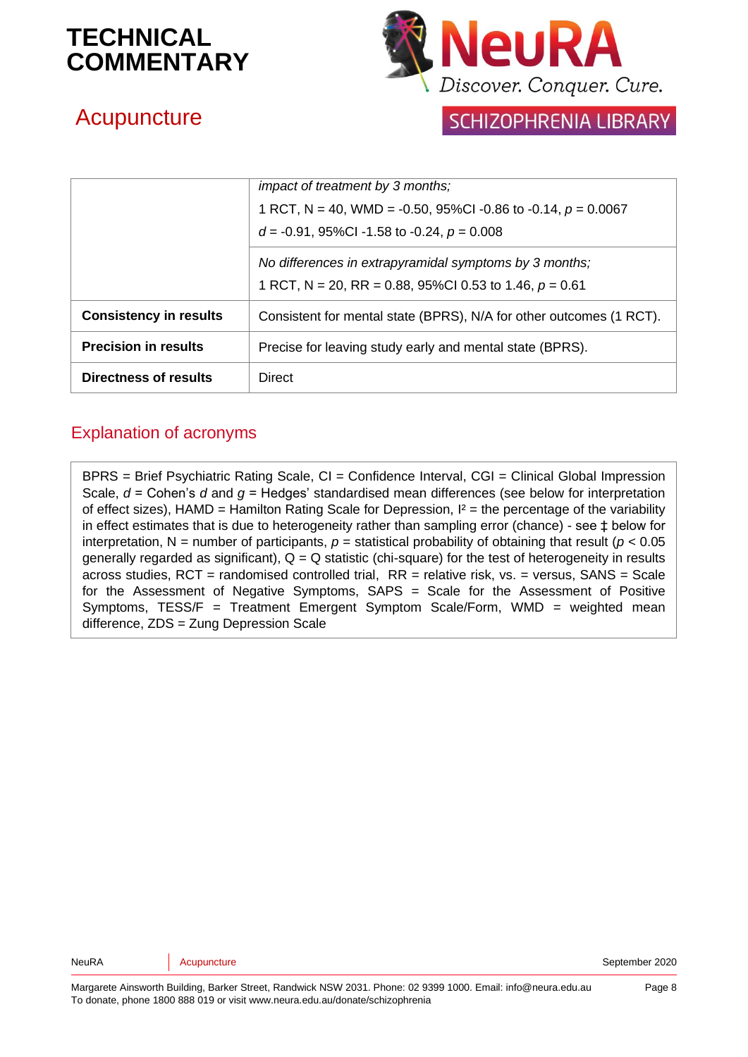| | |
|---|---|
| | *impact of treatment by 3 months;*<br>1 RCT, N = 40, WMD = -0.50, 95%CI -0.86 to -0.14, $p$ = 0.0067<br>$d$ = -0.91, 95%CI -1.58 to -0.24, $p$ = 0.008 |
| | *No differences in extrapyramidal symptoms by 3 months;*<br>1 RCT, N = 20, RR = 0.88, 95%CI 0.53 to 1.46, $p$ = 0.61 |
| **Consistency in results** | Consistent for mental state (BPRS), N/A for other outcomes (1 RCT). |
| **Precision in results** | Precise for leaving study early and mental state (BPRS). |
| **Directness of results** | Direct |

## Explanation of acronyms

BPRS = Brief Psychiatric Rating Scale, CI = Confidence Interval, CGI = Clinical Global Impression Scale, $d$ = Cohen's $d$ and $g$ = Hedges' standardised mean differences (see below for interpretation of effect sizes), HAMD = Hamilton Rating Scale for Depression, $I^2$ = the percentage of the variability in effect estimates that is due to heterogeneity rather than sampling error (chance) - see ‡ below for interpretation, N = number of participants, $p$ = statistical probability of obtaining that result ($p < 0.05$ generally regarded as significant), Q = Q statistic (chi-square) for the test of heterogeneity in results across studies, RCT = randomised controlled trial, RR = relative risk, vs. = versus, SANS = Scale for the Assessment of Negative Symptoms, SAPS = Scale for the Assessment of Positive Symptoms, TESS/F = Treatment Emergent Symptom Scale/Form, WMD = weighted mean difference, ZDS = Zung Depression Scale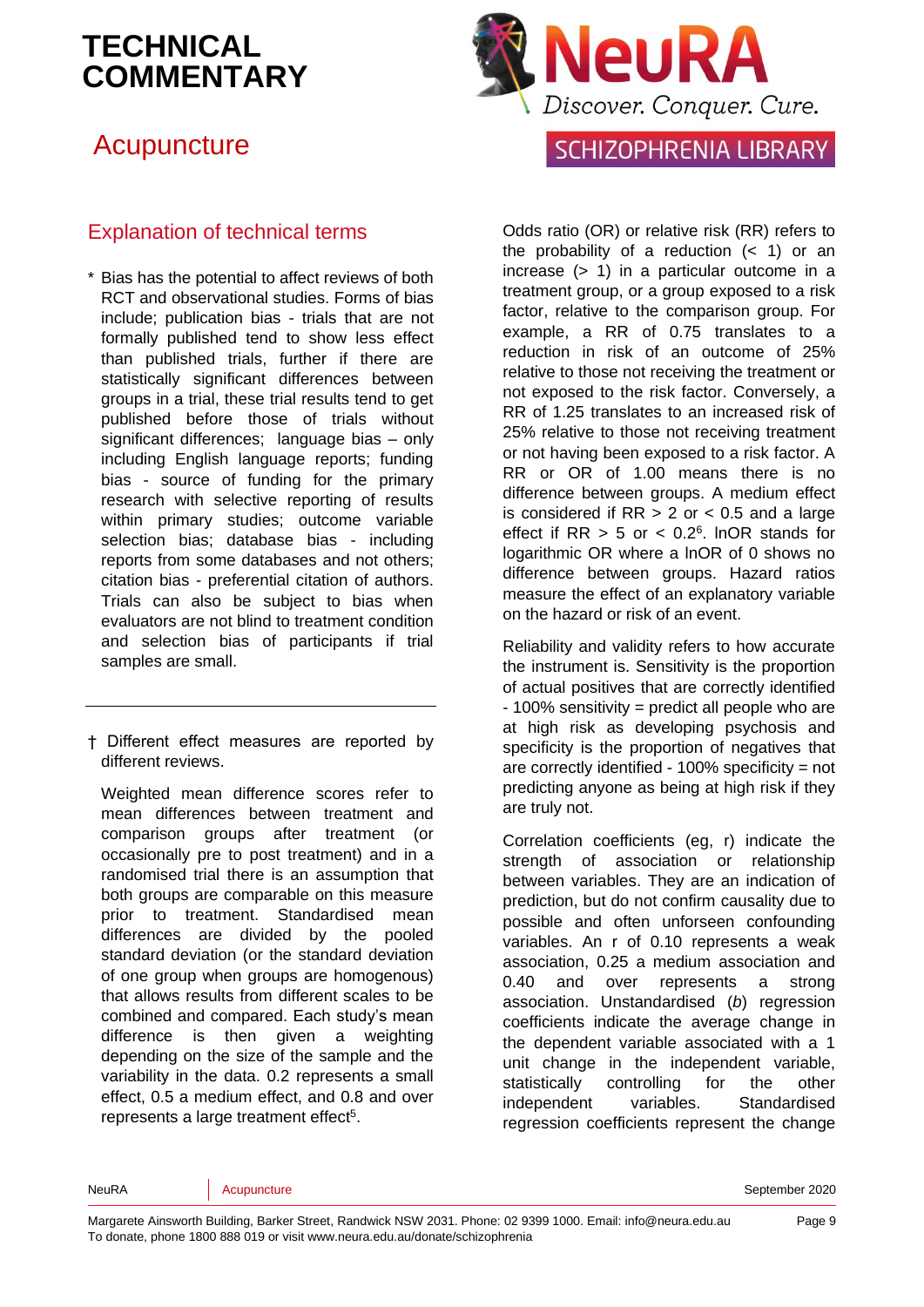## Explanation of technical terms

\* Bias has the potential to affect reviews of both RCT and observational studies. Forms of bias include; publication bias - trials that are not formally published tend to show less effect than published trials, further if there are statistically significant differences between groups in a trial, these trial results tend to get published before those of trials without significant differences; language bias – only including English language reports; funding bias - source of funding for the primary research with selective reporting of results within primary studies; outcome variable selection bias; database bias - including reports from some databases and not others; citation bias - preferential citation of authors. Trials can also be subject to bias when evaluators are not blind to treatment condition and selection bias of participants if trial samples are small.

† Different effect measures are reported by different reviews.

Weighted mean difference scores refer to mean differences between treatment and comparison groups after treatment (or occasionally pre to post treatment) and in a randomised trial there is an assumption that both groups are comparable on this measure prior to treatment. Standardised mean differences are divided by the pooled standard deviation (or the standard deviation of one group when groups are homogenous) that allows results from different scales to be combined and compared. Each study's mean difference is then given a weighting depending on the size of the sample and the variability in the data. 0.2 represents a small effect, 0.5 a medium effect, and 0.8 and over represents a large treatment effect[5].

Odds ratio (OR) or relative risk (RR) refers to the probability of a reduction (< 1) or an increase (> 1) in a particular outcome in a treatment group, or a group exposed to a risk factor, relative to the comparison group. For example, a RR of 0.75 translates to a reduction in risk of an outcome of 25% relative to those not receiving the treatment or not exposed to the risk factor. Conversely, a RR of 1.25 translates to an increased risk of 25% relative to those not receiving treatment or not having been exposed to a risk factor. A RR or OR of 1.00 means there is no difference between groups. A medium effect is considered if RR > 2 or < 0.5 and a large effect if RR > 5 or < 0.2[6]. lnOR stands for logarithmic OR where a lnOR of 0 shows no difference between groups. Hazard ratios measure the effect of an explanatory variable on the hazard or risk of an event.

Reliability and validity refers to how accurate the instrument is. Sensitivity is the proportion of actual positives that are correctly identified - 100% sensitivity = predict all people who are at high risk as developing psychosis and specificity is the proportion of negatives that are correctly identified - 100% specificity = not predicting anyone as being at high risk if they are truly not.

Correlation coefficients (eg, r) indicate the strength of association or relationship between variables. They are an indication of prediction, but do not confirm causality due to possible and often unforseen confounding variables. An r of 0.10 represents a weak association, 0.25 a medium association and 0.40 and over represents a strong association. Unstandardised (*b*) regression coefficients indicate the average change in the dependent variable associated with a 1 unit change in the independent variable, statistically controlling for the other independent variables. Standardised regression coefficients represent the change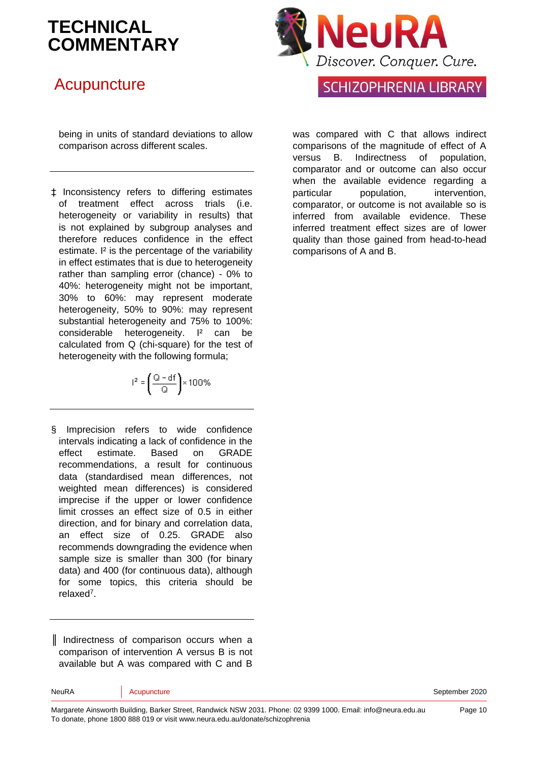being in units of standard deviations to allow comparison across different scales.

---

‡ Inconsistency refers to differing estimates of treatment effect across trials (i.e. heterogeneity or variability in results) that is not explained by subgroup analyses and therefore reduces confidence in the effect estimate. $I^2$ is the percentage of the variability in effect estimates that is due to heterogeneity rather than sampling error (chance) - 0% to 40%: heterogeneity might not be important, 30% to 60%: may represent moderate heterogeneity, 50% to 90%: may represent substantial heterogeneity and 75% to 100%: considerable heterogeneity. $I^2$ can be calculated from Q (chi-square) for the test of heterogeneity with the following formula;

$$I^2 = \left(\frac{Q - df}{Q}\right) \times 100\%$$

---

§ Imprecision refers to wide confidence intervals indicating a lack of confidence in the effect estimate. Based on GRADE recommendations, a result for continuous data (standardised mean differences, not weighted mean differences) is considered imprecise if the upper or lower confidence limit crosses an effect size of 0.5 in either direction, and for binary and correlation data, an effect size of 0.25. GRADE also recommends downgrading the evidence when sample size is smaller than 300 (for binary data) and 400 (for continuous data), although for some topics, this criteria should be relaxed[7].

---

║ Indirectness of comparison occurs when a comparison of intervention A versus B is not available but A was compared with C and B was compared with C that allows indirect comparisons of the magnitude of effect of A versus B. Indirectness of population, comparator and or outcome can also occur when the available evidence regarding a particular population, intervention, comparator, or outcome is not available so is inferred from available evidence. These inferred treatment effect sizes are of lower quality than those gained from head-to-head comparisons of A and B.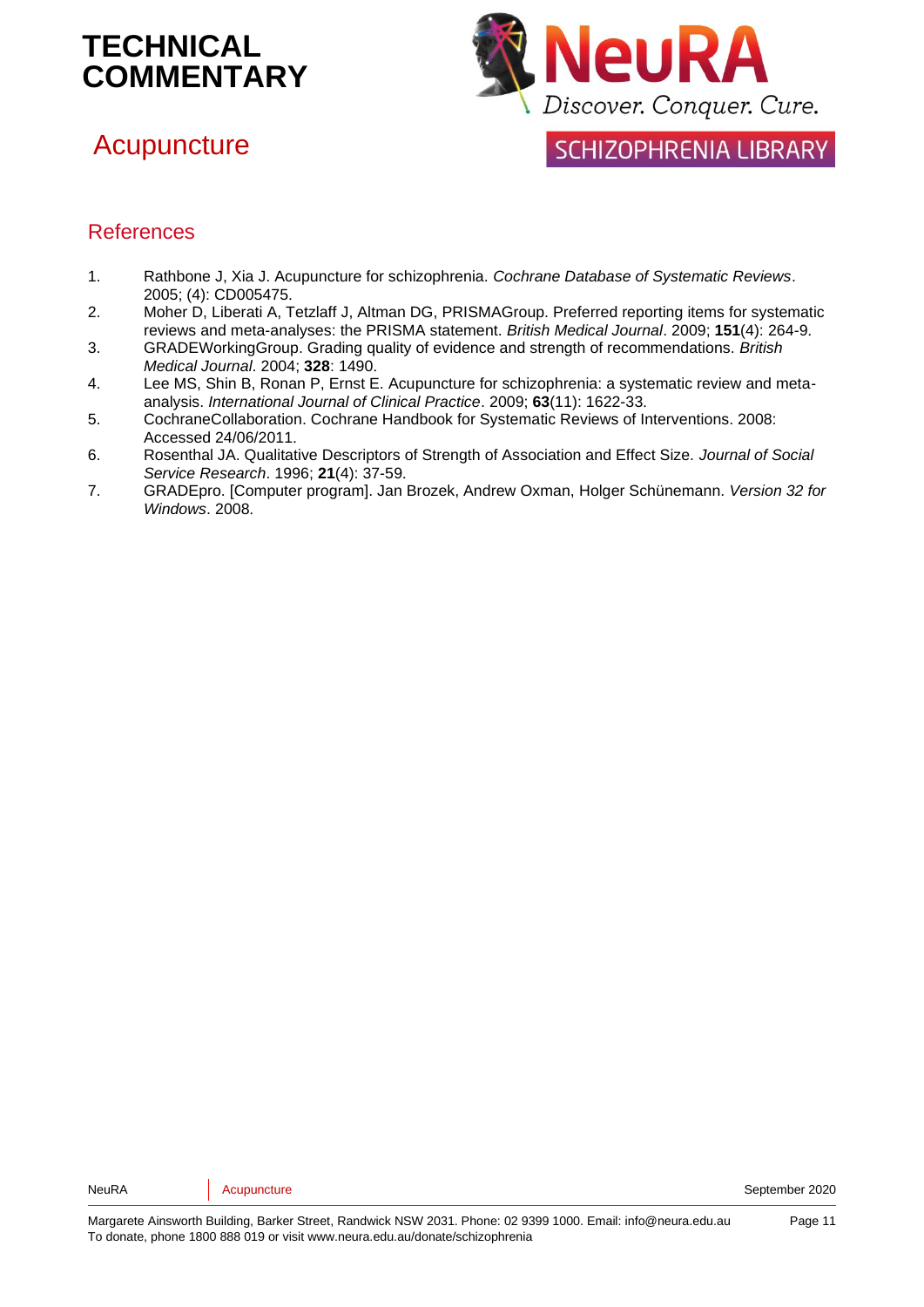## References

1. Rathbone J, Xia J. Acupuncture for schizophrenia. *Cochrane Database of Systematic Reviews*. 2005; (4): CD005475.
2. Moher D, Liberati A, Tetzlaff J, Altman DG, PRISMAGroup. Preferred reporting items for systematic reviews and meta-analyses: the PRISMA statement. *British Medical Journal*. 2009; **151**(4): 264-9.
3. GRADEWorkingGroup. Grading quality of evidence and strength of recommendations. *British Medical Journal*. 2004; **328**: 1490.
4. Lee MS, Shin B, Ronan P, Ernst E. Acupuncture for schizophrenia: a systematic review and meta-analysis. *International Journal of Clinical Practice*. 2009; **63**(11): 1622-33.
5. CochraneCollaboration. Cochrane Handbook for Systematic Reviews of Interventions. 2008: Accessed 24/06/2011.
6. Rosenthal JA. Qualitative Descriptors of Strength of Association and Effect Size. *Journal of Social Service Research*. 1996; **21**(4): 37-59.
7. GRADEpro. [Computer program]. Jan Brozek, Andrew Oxman, Holger Schünemann. *Version 32 for Windows*. 2008.